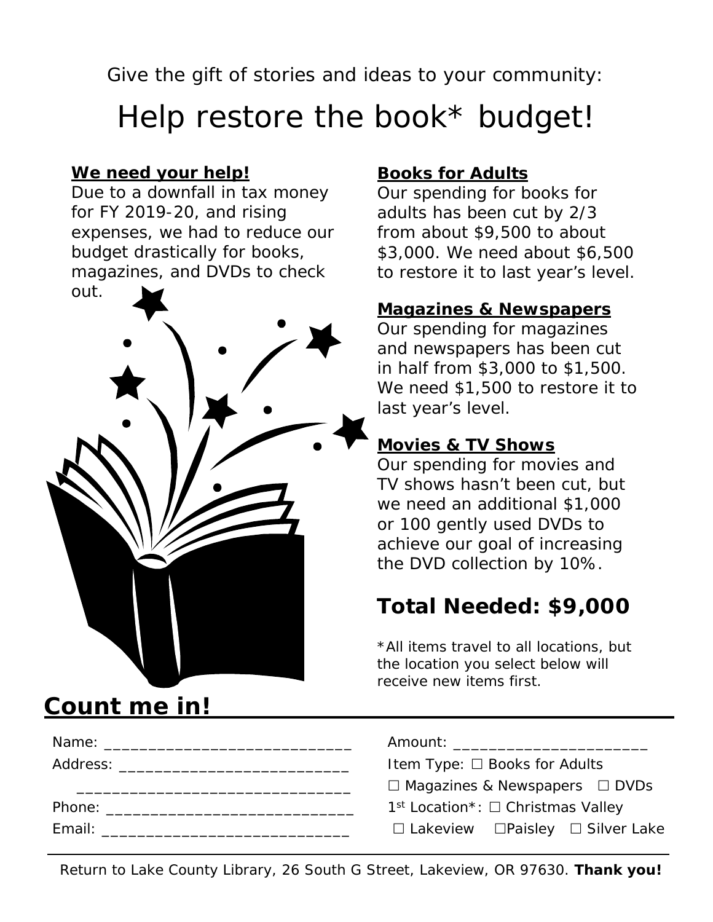Give the gift of stories and ideas to your community:

# Help restore the book* budget!

**We need your help!**

Due to a downfall in tax money for FY 2019-20, and rising expenses, we had to reduce our budget drastically for books, magazines, and DVDs to check out.

**Books for Adults**

Our spending for books for adults has been cut by 2/3 from about $9,500 to about $3,000. We need about $6,500 to restore it to last year's level.

**Magazines & Newspapers**

Our spending for magazines and newspapers has been cut in half from $3,000 to $1,500. We need $1,500 to restore it to last year's level.

**Movies & TV Shows**

Our spending for movies and TV shows hasn't been cut, but we need an additional $1,000 or 100 gently used DVDs to achieve our goal of increasing the DVD collection by 10%.

## Total Needed: $9,000

*All items travel to all locations, but the location you select below will receive new items first.

## Count me in!

Name: ____________________________

Address: ___________________________

_______________________________

Phone: ____________________________

Email: ____________________________

Amount: ______________________

Item Type: ☐ Books for Adults

☐ Magazines & Newspapers ☐ DVDs

1st Location*: ☐ Christmas Valley

☐ Lakeview ☐ Paisley ☐ Silver Lake

Return to Lake County Library, 26 South G Street, Lakeview, OR 97630. **Thank you!**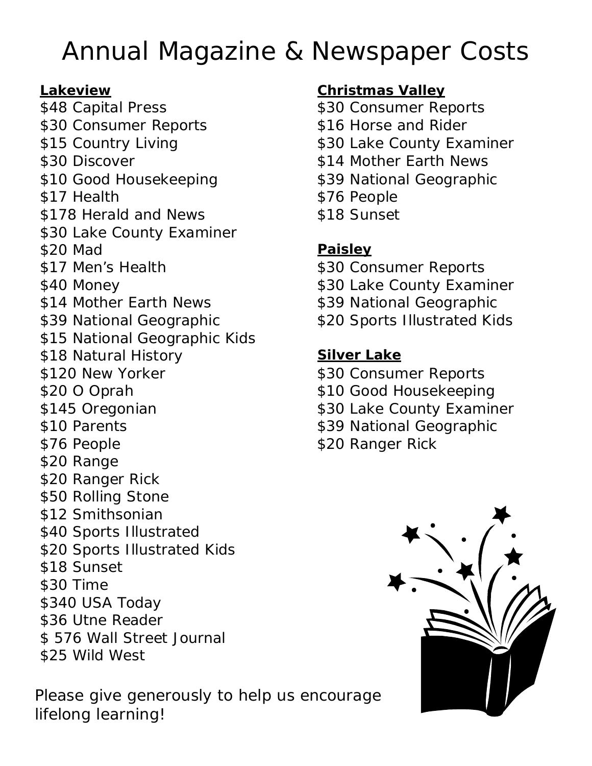# Annual Magazine & Newspaper Costs

**Lakeview**

$48 Capital Press
$30 Consumer Reports
$15 Country Living
$30 Discover
$10 Good Housekeeping
$17 Health
$178 Herald and News
$30 Lake County Examiner
$20 Mad
$17 Men's Health
$40 Money
$14 Mother Earth News
$39 National Geographic
$15 National Geographic Kids
$18 Natural History
$120 New Yorker
$20 O Oprah
$145 Oregonian
$10 Parents
$76 People
$20 Range
$20 Ranger Rick
$50 Rolling Stone
$12 Smithsonian
$40 Sports Illustrated
$20 Sports Illustrated Kids
$18 Sunset
$30 Time
$340 USA Today
$36 Utne Reader
$ 576 Wall Street Journal
$25 Wild West

**Christmas Valley**

$30 Consumer Reports
$16 Horse and Rider
$30 Lake County Examiner
$14 Mother Earth News
$39 National Geographic
$76 People
$18 Sunset

**Paisley**

$30 Consumer Reports
$30 Lake County Examiner
$39 National Geographic
$20 Sports Illustrated Kids

**Silver Lake**

$30 Consumer Reports
$10 Good Housekeeping
$30 Lake County Examiner
$39 National Geographic
$20 Ranger Rick

Please give generously to help us encourage lifelong learning!